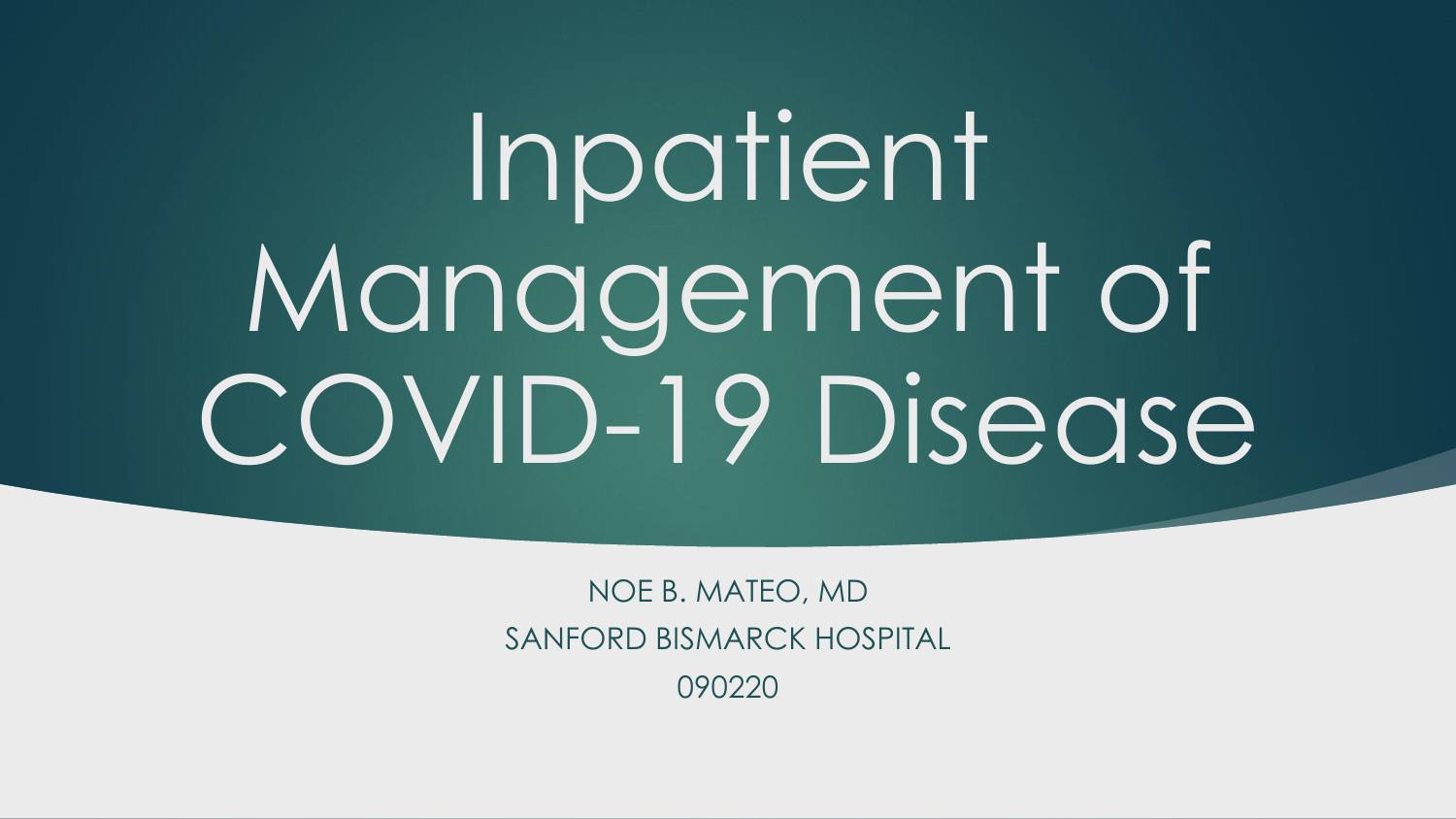# Inpatient Management of COVID-19 Disease

NOE B. MATEO, MD

SANFORD BISMARCK HOSPITAL

090220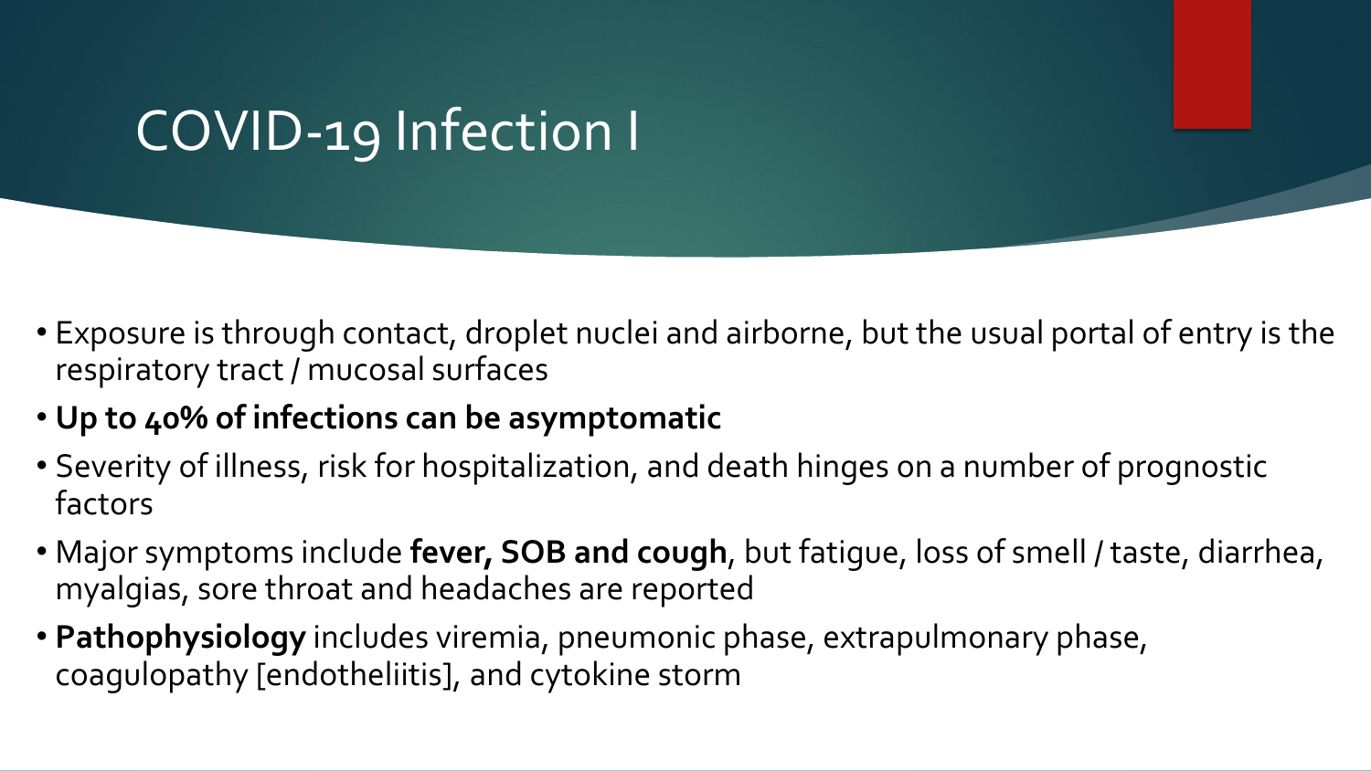# COVID-19 Infection I

- Exposure is through contact, droplet nuclei and airborne, but the usual portal of entry is the respiratory tract / mucosal surfaces
- **Up to 40% of infections can be asymptomatic**
- Severity of illness, risk for hospitalization, and death hinges on a number of prognostic factors
- Major symptoms include **fever, SOB and cough**, but fatigue, loss of smell / taste, diarrhea, myalgias, sore throat and headaches are reported
- **Pathophysiology** includes viremia, pneumonic phase, extrapulmonary phase, coagulopathy [endotheliitis], and cytokine storm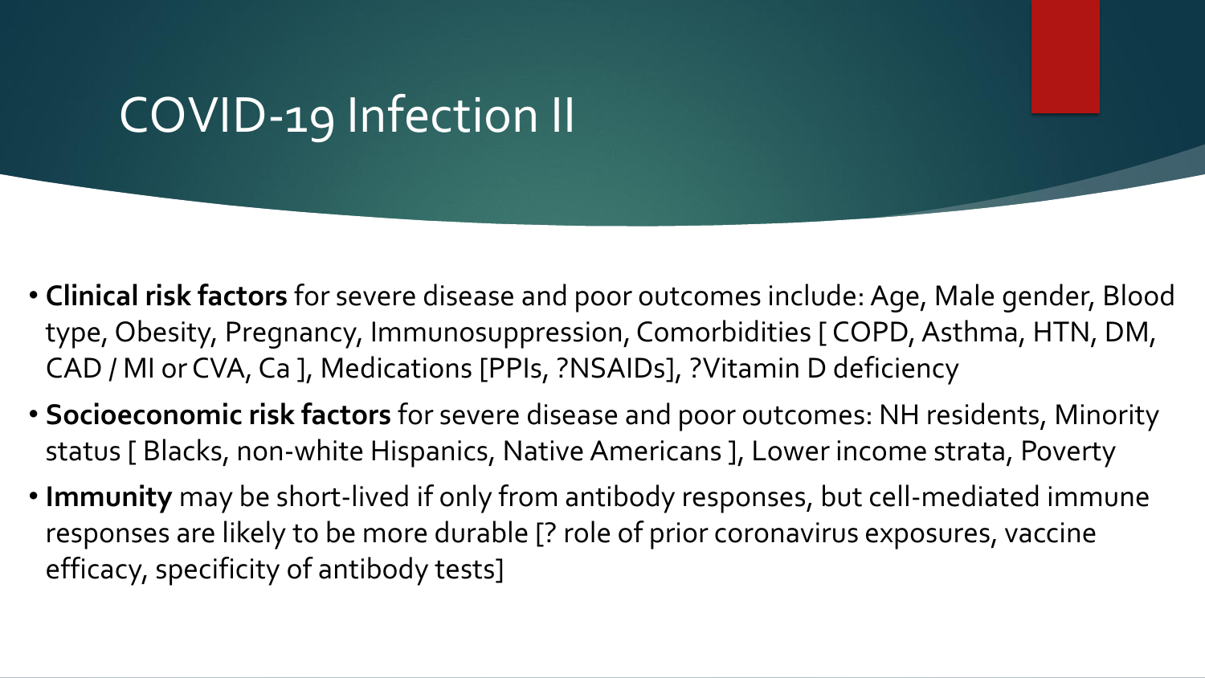# COVID-19 Infection II

- **Clinical risk factors** for severe disease and poor outcomes include: Age, Male gender, Blood type, Obesity, Pregnancy, Immunosuppression, Comorbidities [ COPD, Asthma, HTN, DM, CAD / MI or CVA, Ca ], Medications [PPIs, ?NSAIDs], ?Vitamin D deficiency
- **Socioeconomic risk factors** for severe disease and poor outcomes: NH residents, Minority status [ Blacks, non-white Hispanics, Native Americans ], Lower income strata, Poverty
- **Immunity** may be short-lived if only from antibody responses, but cell-mediated immune responses are likely to be more durable [? role of prior coronavirus exposures, vaccine efficacy, specificity of antibody tests]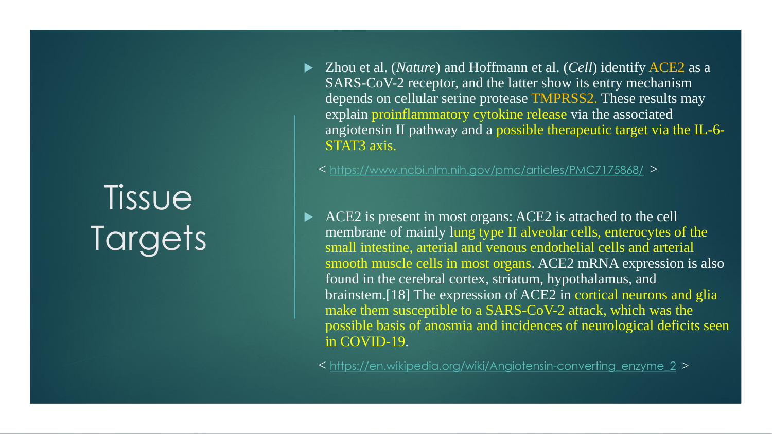# Tissue Targets

- Zhou et al. (*Nature*) and Hoffmann et al. (*Cell*) identify ACE2 as a SARS-CoV-2 receptor, and the latter show its entry mechanism depends on cellular serine protease TMPRSS2. These results may explain proinflammatory cytokine release via the associated angiotensin II pathway and a possible therapeutic target via the IL-6-STAT3 axis.

  < https://www.ncbi.nlm.nih.gov/pmc/articles/PMC7175868/ >

- ACE2 is present in most organs: ACE2 is attached to the cell membrane of mainly lung type II alveolar cells, enterocytes of the small intestine, arterial and venous endothelial cells and arterial smooth muscle cells in most organs. ACE2 mRNA expression is also found in the cerebral cortex, striatum, hypothalamus, and brainstem.[18] The expression of ACE2 in cortical neurons and glia make them susceptible to a SARS-CoV-2 attack, which was the possible basis of anosmia and incidences of neurological deficits seen in COVID-19.

  < https://en.wikipedia.org/wiki/Angiotensin-converting_enzyme_2 >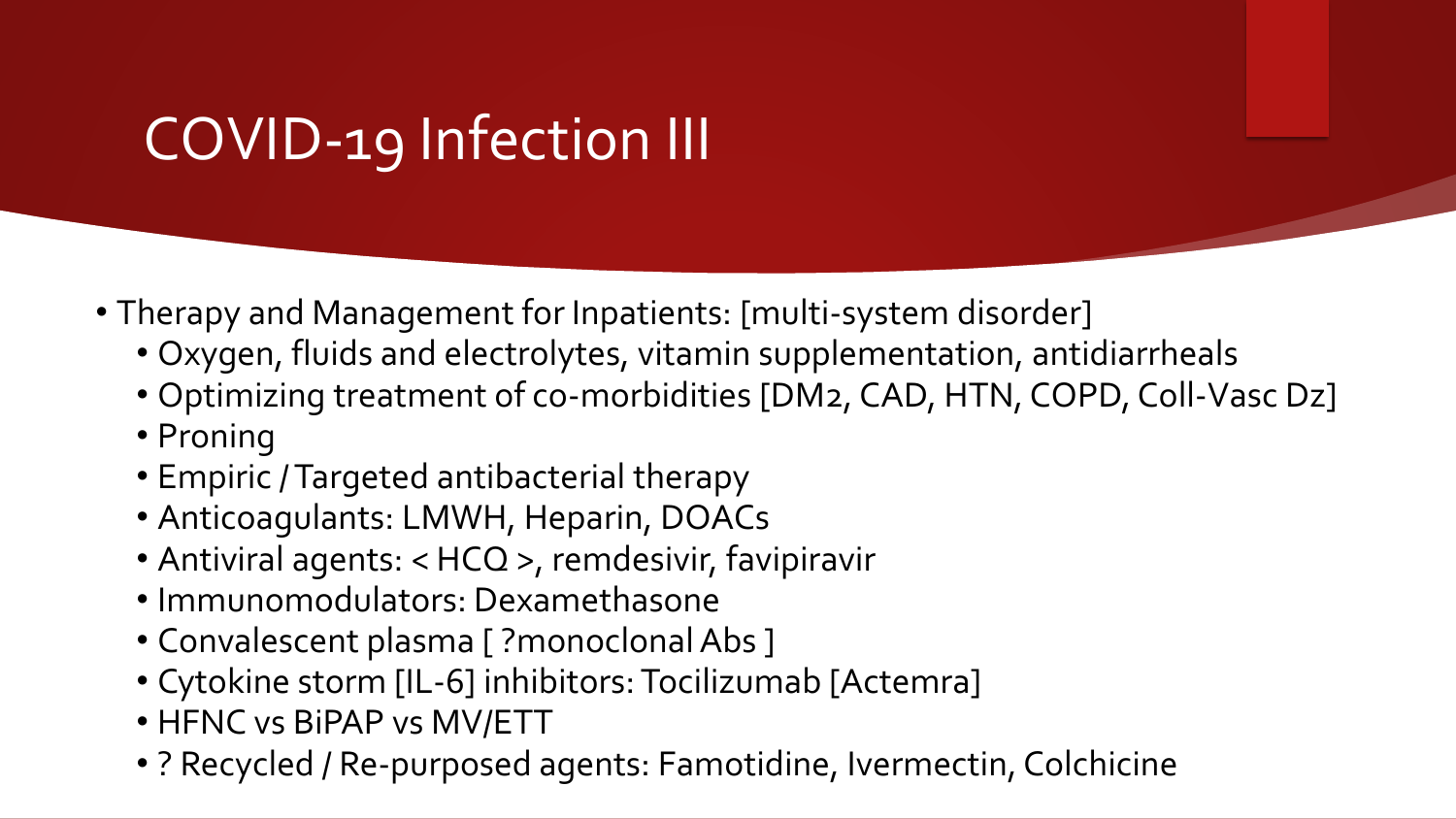# COVID-19 Infection III

- Therapy and Management for Inpatients: [multi-system disorder]
  - Oxygen, fluids and electrolytes, vitamin supplementation, antidiarrheals
  - Optimizing treatment of co-morbidities [DM2, CAD, HTN, COPD, Coll-Vasc Dz]
  - Proning
  - Empiric / Targeted antibacterial therapy
  - Anticoagulants: LMWH, Heparin, DOACs
  - Antiviral agents: < HCQ >, remdesivir, favipiravir
  - Immunomodulators: Dexamethasone
  - Convalescent plasma [ ?monoclonal Abs ]
  - Cytokine storm [IL-6] inhibitors: Tocilizumab [Actemra]
  - HFNC vs BiPAP vs MV/ETT
  - ? Recycled / Re-purposed agents: Famotidine, Ivermectin, Colchicine